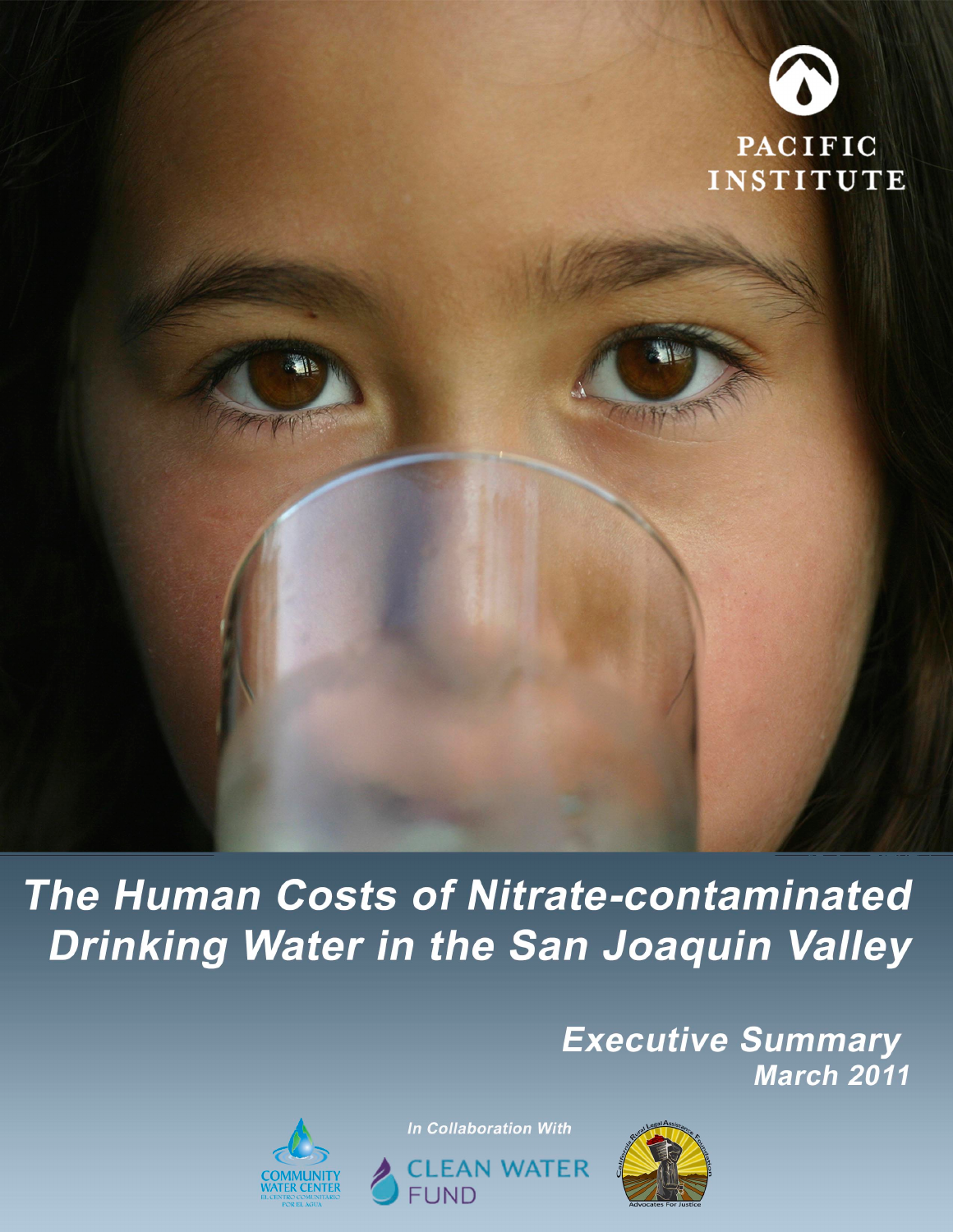PACIFIC INSTITUTE

# The Human Costs of Nitrate-contaminated Drinking Water in the San Joaquin Valley

## Executive Summary

### March 2011

In Collaboration With

COMMUNITY WATER CENTER
EL CENTRO COMUNITARIO POR EL AGUA

CLEAN WATER FUND

California Rural Legal Assistance Foundation
Advocates For Justice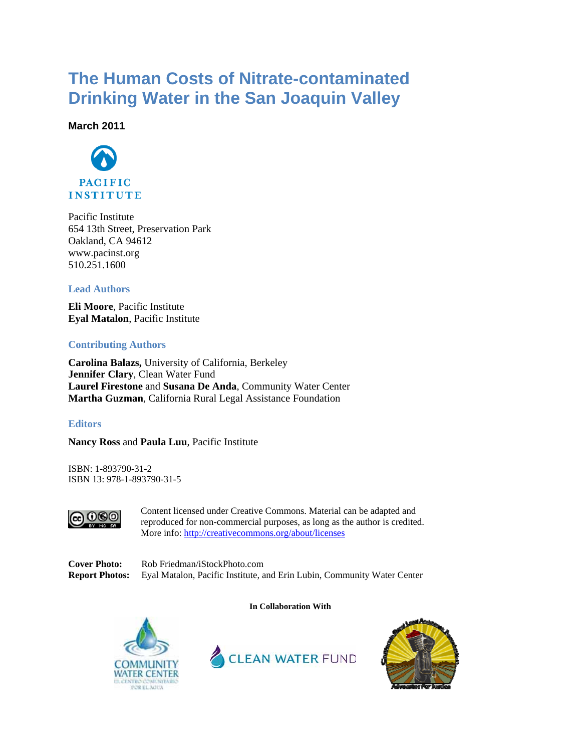# The Human Costs of Nitrate-contaminated Drinking Water in the San Joaquin Valley

**March 2011**

PACIFIC INSTITUTE

Pacific Institute
654 13th Street, Preservation Park
Oakland, CA 94612
www.pacinst.org
510.251.1600

### Lead Authors

**Eli Moore**, Pacific Institute
**Eyal Matalon**, Pacific Institute

### Contributing Authors

**Carolina Balazs,** University of California, Berkeley
**Jennifer Clary**, Clean Water Fund
**Laurel Firestone** and **Susana De Anda**, Community Water Center
**Martha Guzman**, California Rural Legal Assistance Foundation

### Editors

**Nancy Ross** and **Paula Luu**, Pacific Institute

ISBN: 1-893790-31-2
ISBN 13: 978-1-893790-31-5

Content licensed under Creative Commons. Material can be adapted and reproduced for non-commercial purposes, as long as the author is credited. More info: http://creativecommons.org/about/licenses

**Cover Photo:** Rob Friedman/iStockPhoto.com
**Report Photos:** Eyal Matalon, Pacific Institute, and Erin Lubin, Community Water Center

**In Collaboration With**

COMMUNITY WATER CENTER
EL CENTRO COMUNITARIO POR EL AGUA

CLEAN WATER FUND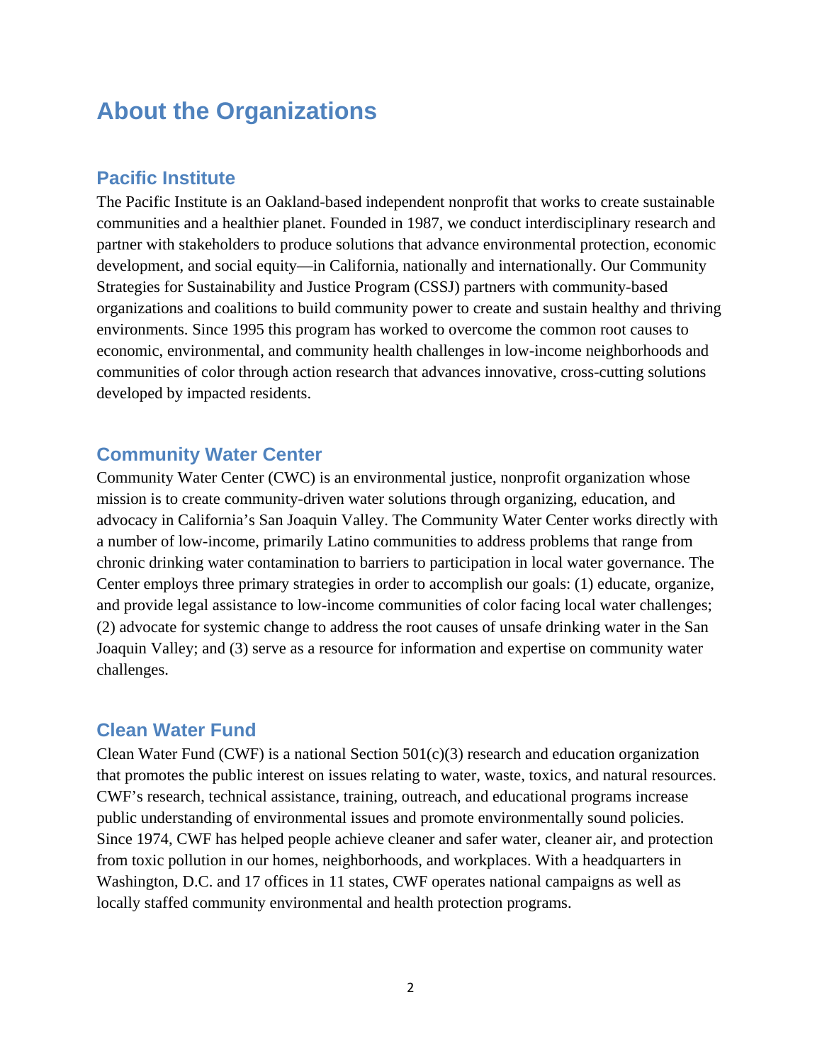# About the Organizations

## Pacific Institute

The Pacific Institute is an Oakland-based independent nonprofit that works to create sustainable communities and a healthier planet. Founded in 1987, we conduct interdisciplinary research and partner with stakeholders to produce solutions that advance environmental protection, economic development, and social equity—in California, nationally and internationally. Our Community Strategies for Sustainability and Justice Program (CSSJ) partners with community-based organizations and coalitions to build community power to create and sustain healthy and thriving environments. Since 1995 this program has worked to overcome the common root causes to economic, environmental, and community health challenges in low-income neighborhoods and communities of color through action research that advances innovative, cross-cutting solutions developed by impacted residents.

## Community Water Center

Community Water Center (CWC) is an environmental justice, nonprofit organization whose mission is to create community-driven water solutions through organizing, education, and advocacy in California's San Joaquin Valley. The Community Water Center works directly with a number of low-income, primarily Latino communities to address problems that range from chronic drinking water contamination to barriers to participation in local water governance. The Center employs three primary strategies in order to accomplish our goals: (1) educate, organize, and provide legal assistance to low-income communities of color facing local water challenges; (2) advocate for systemic change to address the root causes of unsafe drinking water in the San Joaquin Valley; and (3) serve as a resource for information and expertise on community water challenges.

## Clean Water Fund

Clean Water Fund (CWF) is a national Section 501(c)(3) research and education organization that promotes the public interest on issues relating to water, waste, toxics, and natural resources. CWF's research, technical assistance, training, outreach, and educational programs increase public understanding of environmental issues and promote environmentally sound policies. Since 1974, CWF has helped people achieve cleaner and safer water, cleaner air, and protection from toxic pollution in our homes, neighborhoods, and workplaces. With a headquarters in Washington, D.C. and 17 offices in 11 states, CWF operates national campaigns as well as locally staffed community environmental and health protection programs.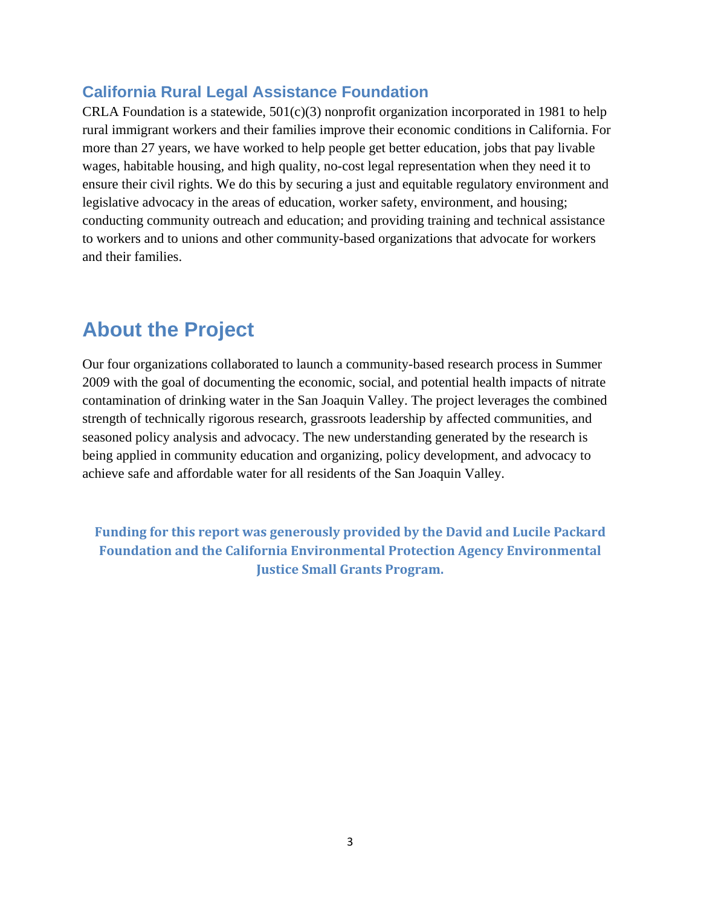### California Rural Legal Assistance Foundation

CRLA Foundation is a statewide, 501(c)(3) nonprofit organization incorporated in 1981 to help rural immigrant workers and their families improve their economic conditions in California. For more than 27 years, we have worked to help people get better education, jobs that pay livable wages, habitable housing, and high quality, no-cost legal representation when they need it to ensure their civil rights. We do this by securing a just and equitable regulatory environment and legislative advocacy in the areas of education, worker safety, environment, and housing; conducting community outreach and education; and providing training and technical assistance to workers and to unions and other community-based organizations that advocate for workers and their families.

## About the Project

Our four organizations collaborated to launch a community-based research process in Summer 2009 with the goal of documenting the economic, social, and potential health impacts of nitrate contamination of drinking water in the San Joaquin Valley. The project leverages the combined strength of technically rigorous research, grassroots leadership by affected communities, and seasoned policy analysis and advocacy. The new understanding generated by the research is being applied in community education and organizing, policy development, and advocacy to achieve safe and affordable water for all residents of the San Joaquin Valley.

**Funding for this report was generously provided by the David and Lucile Packard Foundation and the California Environmental Protection Agency Environmental Justice Small Grants Program.**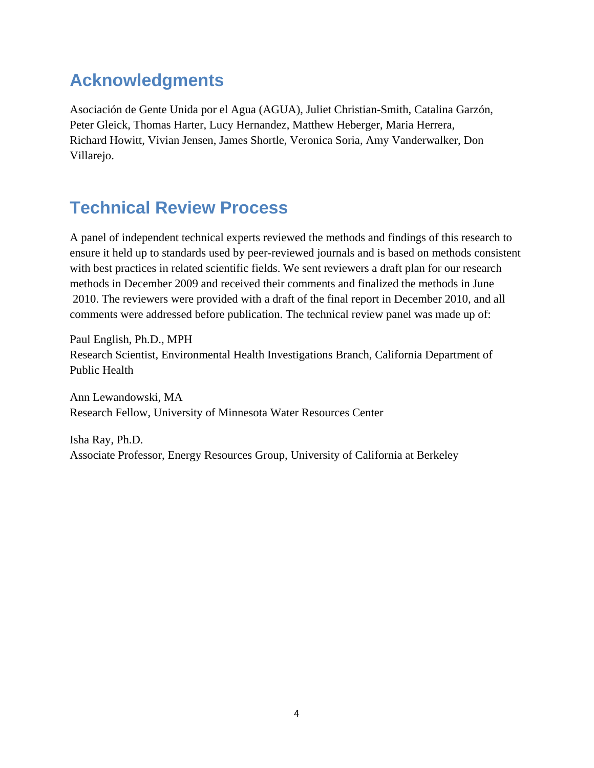## Acknowledgments

Asociación de Gente Unida por el Agua (AGUA), Juliet Christian-Smith, Catalina Garzón, Peter Gleick, Thomas Harter, Lucy Hernandez, Matthew Heberger, Maria Herrera, Richard Howitt, Vivian Jensen, James Shortle, Veronica Soria, Amy Vanderwalker, Don Villarejo.

## Technical Review Process

A panel of independent technical experts reviewed the methods and findings of this research to ensure it held up to standards used by peer-reviewed journals and is based on methods consistent with best practices in related scientific fields. We sent reviewers a draft plan for our research methods in December 2009 and received their comments and finalized the methods in June 2010. The reviewers were provided with a draft of the final report in December 2010, and all comments were addressed before publication. The technical review panel was made up of:

Paul English, Ph.D., MPH
Research Scientist, Environmental Health Investigations Branch, California Department of Public Health

Ann Lewandowski, MA
Research Fellow, University of Minnesota Water Resources Center

Isha Ray, Ph.D.
Associate Professor, Energy Resources Group, University of California at Berkeley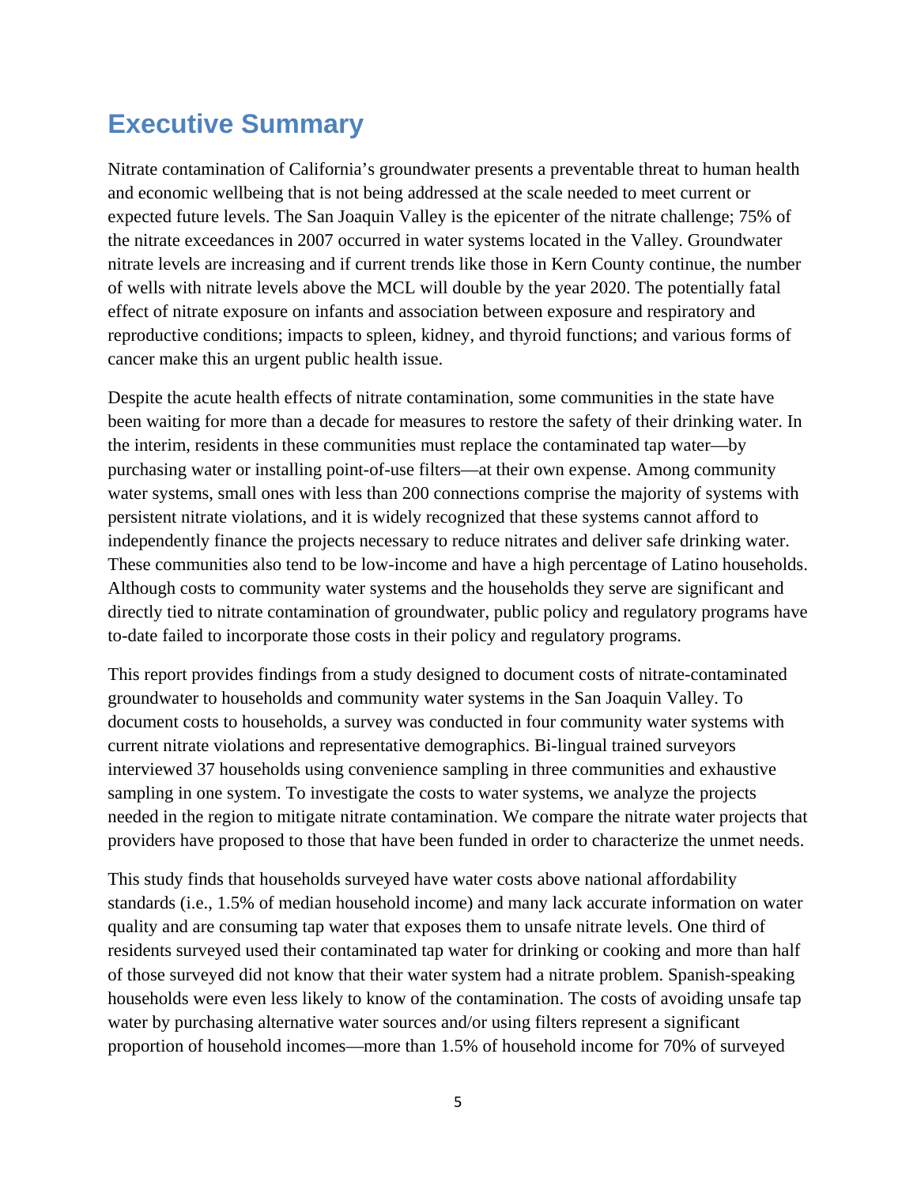# Executive Summary

Nitrate contamination of California's groundwater presents a preventable threat to human health and economic wellbeing that is not being addressed at the scale needed to meet current or expected future levels. The San Joaquin Valley is the epicenter of the nitrate challenge; 75% of the nitrate exceedances in 2007 occurred in water systems located in the Valley. Groundwater nitrate levels are increasing and if current trends like those in Kern County continue, the number of wells with nitrate levels above the MCL will double by the year 2020. The potentially fatal effect of nitrate exposure on infants and association between exposure and respiratory and reproductive conditions; impacts to spleen, kidney, and thyroid functions; and various forms of cancer make this an urgent public health issue.

Despite the acute health effects of nitrate contamination, some communities in the state have been waiting for more than a decade for measures to restore the safety of their drinking water. In the interim, residents in these communities must replace the contaminated tap water—by purchasing water or installing point-of-use filters—at their own expense. Among community water systems, small ones with less than 200 connections comprise the majority of systems with persistent nitrate violations, and it is widely recognized that these systems cannot afford to independently finance the projects necessary to reduce nitrates and deliver safe drinking water. These communities also tend to be low-income and have a high percentage of Latino households. Although costs to community water systems and the households they serve are significant and directly tied to nitrate contamination of groundwater, public policy and regulatory programs have to-date failed to incorporate those costs in their policy and regulatory programs.

This report provides findings from a study designed to document costs of nitrate-contaminated groundwater to households and community water systems in the San Joaquin Valley. To document costs to households, a survey was conducted in four community water systems with current nitrate violations and representative demographics. Bi-lingual trained surveyors interviewed 37 households using convenience sampling in three communities and exhaustive sampling in one system. To investigate the costs to water systems, we analyze the projects needed in the region to mitigate nitrate contamination. We compare the nitrate water projects that providers have proposed to those that have been funded in order to characterize the unmet needs.

This study finds that households surveyed have water costs above national affordability standards (i.e., 1.5% of median household income) and many lack accurate information on water quality and are consuming tap water that exposes them to unsafe nitrate levels. One third of residents surveyed used their contaminated tap water for drinking or cooking and more than half of those surveyed did not know that their water system had a nitrate problem. Spanish-speaking households were even less likely to know of the contamination. The costs of avoiding unsafe tap water by purchasing alternative water sources and/or using filters represent a significant proportion of household incomes—more than 1.5% of household income for 70% of surveyed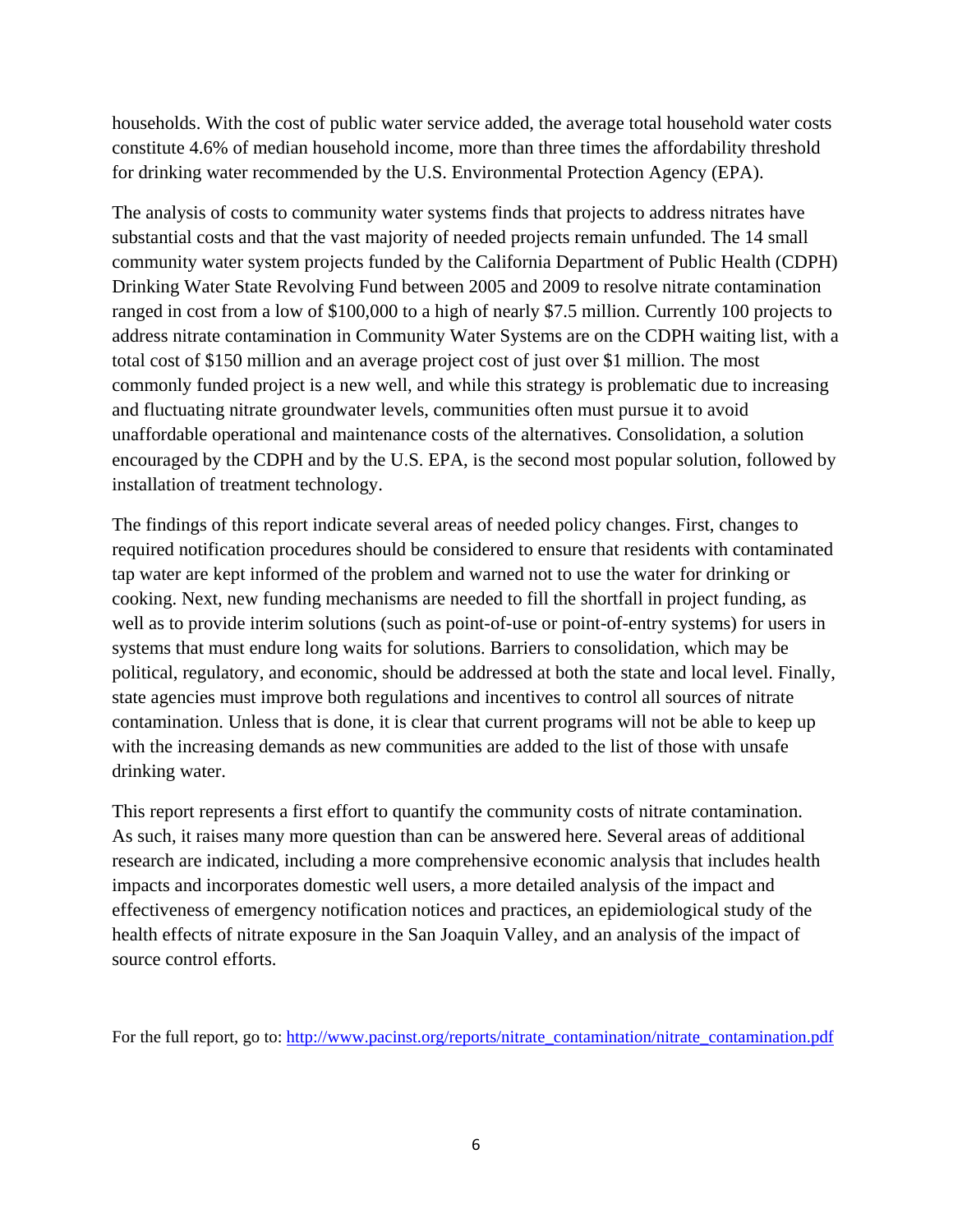households. With the cost of public water service added, the average total household water costs constitute 4.6% of median household income, more than three times the affordability threshold for drinking water recommended by the U.S. Environmental Protection Agency (EPA).

The analysis of costs to community water systems finds that projects to address nitrates have substantial costs and that the vast majority of needed projects remain unfunded. The 14 small community water system projects funded by the California Department of Public Health (CDPH) Drinking Water State Revolving Fund between 2005 and 2009 to resolve nitrate contamination ranged in cost from a low of $100,000 to a high of nearly $7.5 million. Currently 100 projects to address nitrate contamination in Community Water Systems are on the CDPH waiting list, with a total cost of $150 million and an average project cost of just over $1 million. The most commonly funded project is a new well, and while this strategy is problematic due to increasing and fluctuating nitrate groundwater levels, communities often must pursue it to avoid unaffordable operational and maintenance costs of the alternatives. Consolidation, a solution encouraged by the CDPH and by the U.S. EPA, is the second most popular solution, followed by installation of treatment technology.

The findings of this report indicate several areas of needed policy changes. First, changes to required notification procedures should be considered to ensure that residents with contaminated tap water are kept informed of the problem and warned not to use the water for drinking or cooking. Next, new funding mechanisms are needed to fill the shortfall in project funding, as well as to provide interim solutions (such as point-of-use or point-of-entry systems) for users in systems that must endure long waits for solutions. Barriers to consolidation, which may be political, regulatory, and economic, should be addressed at both the state and local level. Finally, state agencies must improve both regulations and incentives to control all sources of nitrate contamination. Unless that is done, it is clear that current programs will not be able to keep up with the increasing demands as new communities are added to the list of those with unsafe drinking water.

This report represents a first effort to quantify the community costs of nitrate contamination. As such, it raises many more question than can be answered here. Several areas of additional research are indicated, including a more comprehensive economic analysis that includes health impacts and incorporates domestic well users, a more detailed analysis of the impact and effectiveness of emergency notification notices and practices, an epidemiological study of the health effects of nitrate exposure in the San Joaquin Valley, and an analysis of the impact of source control efforts.

For the full report, go to: [http://www.pacinst.org/reports/nitrate_contamination/nitrate_contamination.pdf](http://www.pacinst.org/reports/nitrate_contamination/nitrate_contamination.pdf)